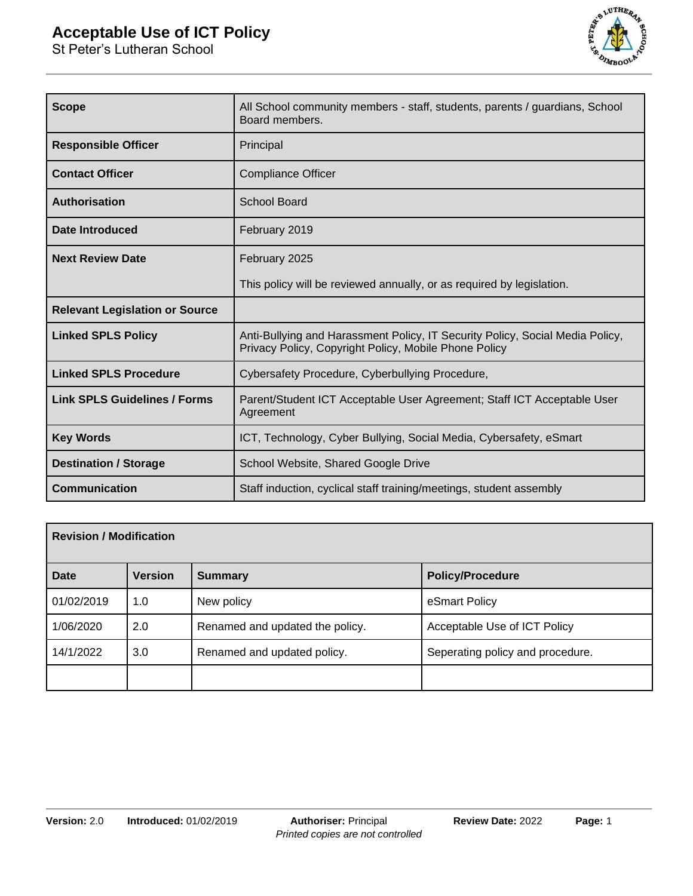# Acceptable Use of ICT Policy

St Peter's Lutheran School

| | |
|---|---|
| **Scope** | All School community members - staff, students, parents / guardians, School Board members. |
| **Responsible Officer** | Principal |
| **Contact Officer** | Compliance Officer |
| **Authorisation** | School Board |
| **Date Introduced** | February 2019 |
| **Next Review Date** | February 2025<br><br>This policy will be reviewed annually, or as required by legislation. |
| **Relevant Legislation or Source** | |
| **Linked SPLS Policy** | Anti-Bullying and Harassment Policy, IT Security Policy, Social Media Policy, Privacy Policy, Copyright Policy, Mobile Phone Policy |
| **Linked SPLS Procedure** | Cybersafety Procedure, Cyberbullying Procedure, |
| **Link SPLS Guidelines / Forms** | Parent/Student ICT Acceptable User Agreement; Staff ICT Acceptable User Agreement |
| **Key Words** | ICT, Technology, Cyber Bullying, Social Media, Cybersafety, eSmart |
| **Destination / Storage** | School Website, Shared Google Drive |
| **Communication** | Staff induction, cyclical staff training/meetings, student assembly |

| **Revision / Modification** | | | |
|---|---|---|---|
| **Date** | **Version** | **Summary** | **Policy/Procedure** |
| 01/02/2019 | 1.0 | New policy | eSmart Policy |
| 1/06/2020 | 2.0 | Renamed and updated the policy. | Acceptable Use of ICT Policy |
| 14/1/2022 | 3.0 | Renamed and updated policy. | Seperating policy and procedure. |
| | | | |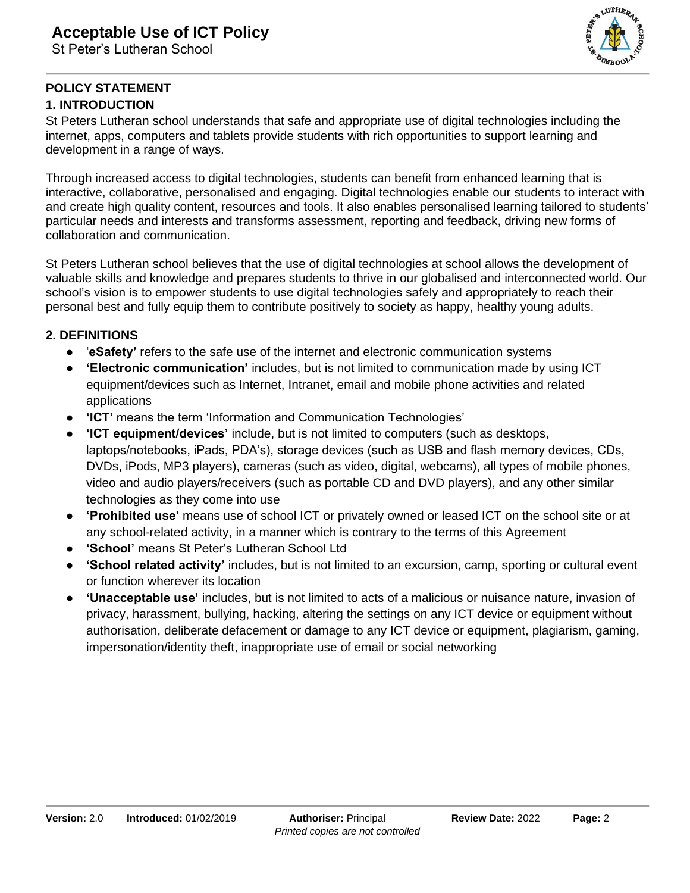## POLICY STATEMENT

### 1. INTRODUCTION

St Peters Lutheran school understands that safe and appropriate use of digital technologies including the internet, apps, computers and tablets provide students with rich opportunities to support learning and development in a range of ways.

Through increased access to digital technologies, students can benefit from enhanced learning that is interactive, collaborative, personalised and engaging. Digital technologies enable our students to interact with and create high quality content, resources and tools. It also enables personalised learning tailored to students' particular needs and interests and transforms assessment, reporting and feedback, driving new forms of collaboration and communication.

St Peters Lutheran school believes that the use of digital technologies at school allows the development of valuable skills and knowledge and prepares students to thrive in our globalised and interconnected world. Our school's vision is to empower students to use digital technologies safely and appropriately to reach their personal best and fully equip them to contribute positively to society as happy, healthy young adults.

### 2. DEFINITIONS

- '**eSafety'** refers to the safe use of the internet and electronic communication systems
- **'Electronic communication'** includes, but is not limited to communication made by using ICT equipment/devices such as Internet, Intranet, email and mobile phone activities and related applications
- **'ICT'** means the term 'Information and Communication Technologies'
- **'ICT equipment/devices'** include, but is not limited to computers (such as desktops, laptops/notebooks, iPads, PDA's), storage devices (such as USB and flash memory devices, CDs, DVDs, iPods, MP3 players), cameras (such as video, digital, webcams), all types of mobile phones, video and audio players/receivers (such as portable CD and DVD players), and any other similar technologies as they come into use
- **'Prohibited use'** means use of school ICT or privately owned or leased ICT on the school site or at any school-related activity, in a manner which is contrary to the terms of this Agreement
- **'School'** means St Peter's Lutheran School Ltd
- **'School related activity'** includes, but is not limited to an excursion, camp, sporting or cultural event or function wherever its location
- **'Unacceptable use'** includes, but is not limited to acts of a malicious or nuisance nature, invasion of privacy, harassment, bullying, hacking, altering the settings on any ICT device or equipment without authorisation, deliberate defacement or damage to any ICT device or equipment, plagiarism, gaming, impersonation/identity theft, inappropriate use of email or social networking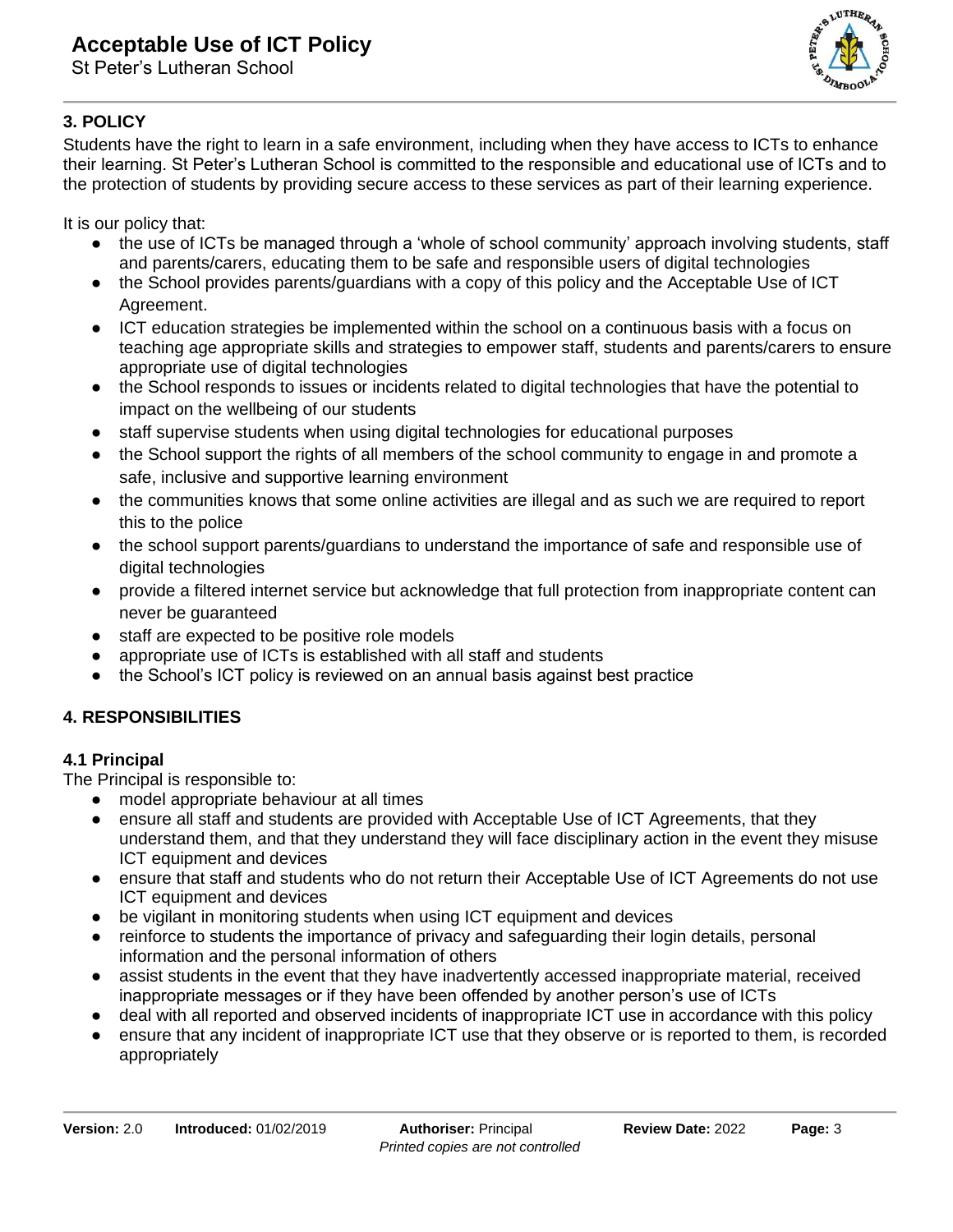## 3. POLICY

Students have the right to learn in a safe environment, including when they have access to ICTs to enhance their learning. St Peter's Lutheran School is committed to the responsible and educational use of ICTs and to the protection of students by providing secure access to these services as part of their learning experience.

It is our policy that:

- the use of ICTs be managed through a 'whole of school community' approach involving students, staff and parents/carers, educating them to be safe and responsible users of digital technologies
- the School provides parents/guardians with a copy of this policy and the Acceptable Use of ICT Agreement.
- ICT education strategies be implemented within the school on a continuous basis with a focus on teaching age appropriate skills and strategies to empower staff, students and parents/carers to ensure appropriate use of digital technologies
- the School responds to issues or incidents related to digital technologies that have the potential to impact on the wellbeing of our students
- staff supervise students when using digital technologies for educational purposes
- the School support the rights of all members of the school community to engage in and promote a safe, inclusive and supportive learning environment
- the communities knows that some online activities are illegal and as such we are required to report this to the police
- the school support parents/guardians to understand the importance of safe and responsible use of digital technologies
- provide a filtered internet service but acknowledge that full protection from inappropriate content can never be guaranteed
- staff are expected to be positive role models
- appropriate use of ICTs is established with all staff and students
- the School's ICT policy is reviewed on an annual basis against best practice

## 4. RESPONSIBILITIES

### 4.1 Principal

The Principal is responsible to:

- model appropriate behaviour at all times
- ensure all staff and students are provided with Acceptable Use of ICT Agreements, that they understand them, and that they understand they will face disciplinary action in the event they misuse ICT equipment and devices
- ensure that staff and students who do not return their Acceptable Use of ICT Agreements do not use ICT equipment and devices
- be vigilant in monitoring students when using ICT equipment and devices
- reinforce to students the importance of privacy and safeguarding their login details, personal information and the personal information of others
- assist students in the event that they have inadvertently accessed inappropriate material, received inappropriate messages or if they have been offended by another person's use of ICTs
- deal with all reported and observed incidents of inappropriate ICT use in accordance with this policy
- ensure that any incident of inappropriate ICT use that they observe or is reported to them, is recorded appropriately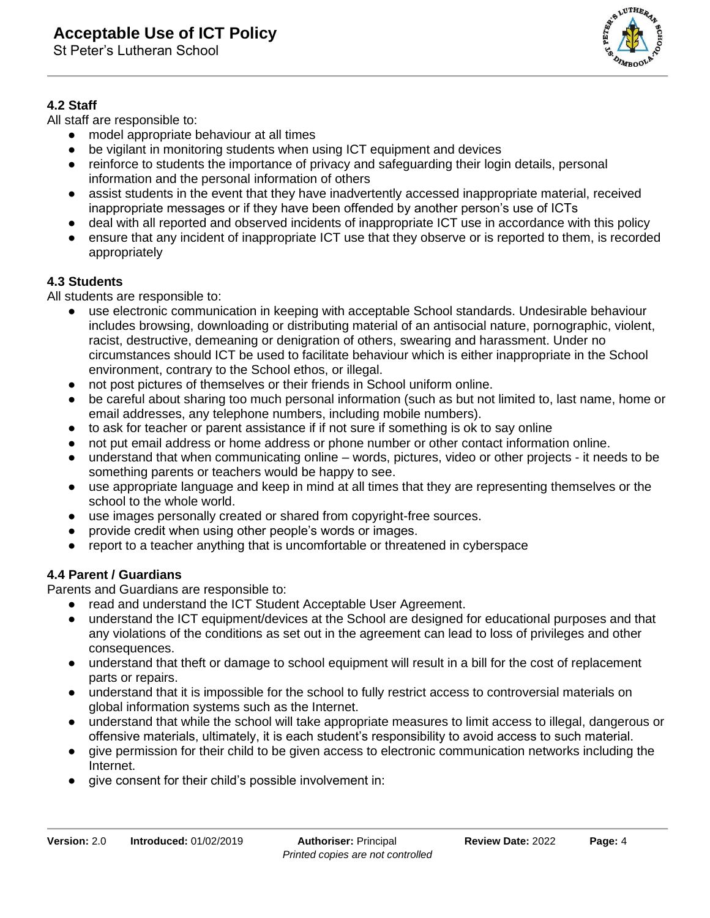### 4.2 Staff

All staff are responsible to:

- model appropriate behaviour at all times
- be vigilant in monitoring students when using ICT equipment and devices
- reinforce to students the importance of privacy and safeguarding their login details, personal information and the personal information of others
- assist students in the event that they have inadvertently accessed inappropriate material, received inappropriate messages or if they have been offended by another person's use of ICTs
- deal with all reported and observed incidents of inappropriate ICT use in accordance with this policy
- ensure that any incident of inappropriate ICT use that they observe or is reported to them, is recorded appropriately

### 4.3 Students

All students are responsible to:

- use electronic communication in keeping with acceptable School standards. Undesirable behaviour includes browsing, downloading or distributing material of an antisocial nature, pornographic, violent, racist, destructive, demeaning or denigration of others, swearing and harassment. Under no circumstances should ICT be used to facilitate behaviour which is either inappropriate in the School environment, contrary to the School ethos, or illegal.
- not post pictures of themselves or their friends in School uniform online.
- be careful about sharing too much personal information (such as but not limited to, last name, home or email addresses, any telephone numbers, including mobile numbers).
- to ask for teacher or parent assistance if if not sure if something is ok to say online
- not put email address or home address or phone number or other contact information online.
- understand that when communicating online – words, pictures, video or other projects - it needs to be something parents or teachers would be happy to see.
- use appropriate language and keep in mind at all times that they are representing themselves or the school to the whole world.
- use images personally created or shared from copyright-free sources.
- provide credit when using other people's words or images.
- report to a teacher anything that is uncomfortable or threatened in cyberspace

### 4.4 Parent / Guardians

Parents and Guardians are responsible to:

- read and understand the ICT Student Acceptable User Agreement.
- understand the ICT equipment/devices at the School are designed for educational purposes and that any violations of the conditions as set out in the agreement can lead to loss of privileges and other consequences.
- understand that theft or damage to school equipment will result in a bill for the cost of replacement parts or repairs.
- understand that it is impossible for the school to fully restrict access to controversial materials on global information systems such as the Internet.
- understand that while the school will take appropriate measures to limit access to illegal, dangerous or offensive materials, ultimately, it is each student's responsibility to avoid access to such material.
- give permission for their child to be given access to electronic communication networks including the Internet.
- give consent for their child's possible involvement in: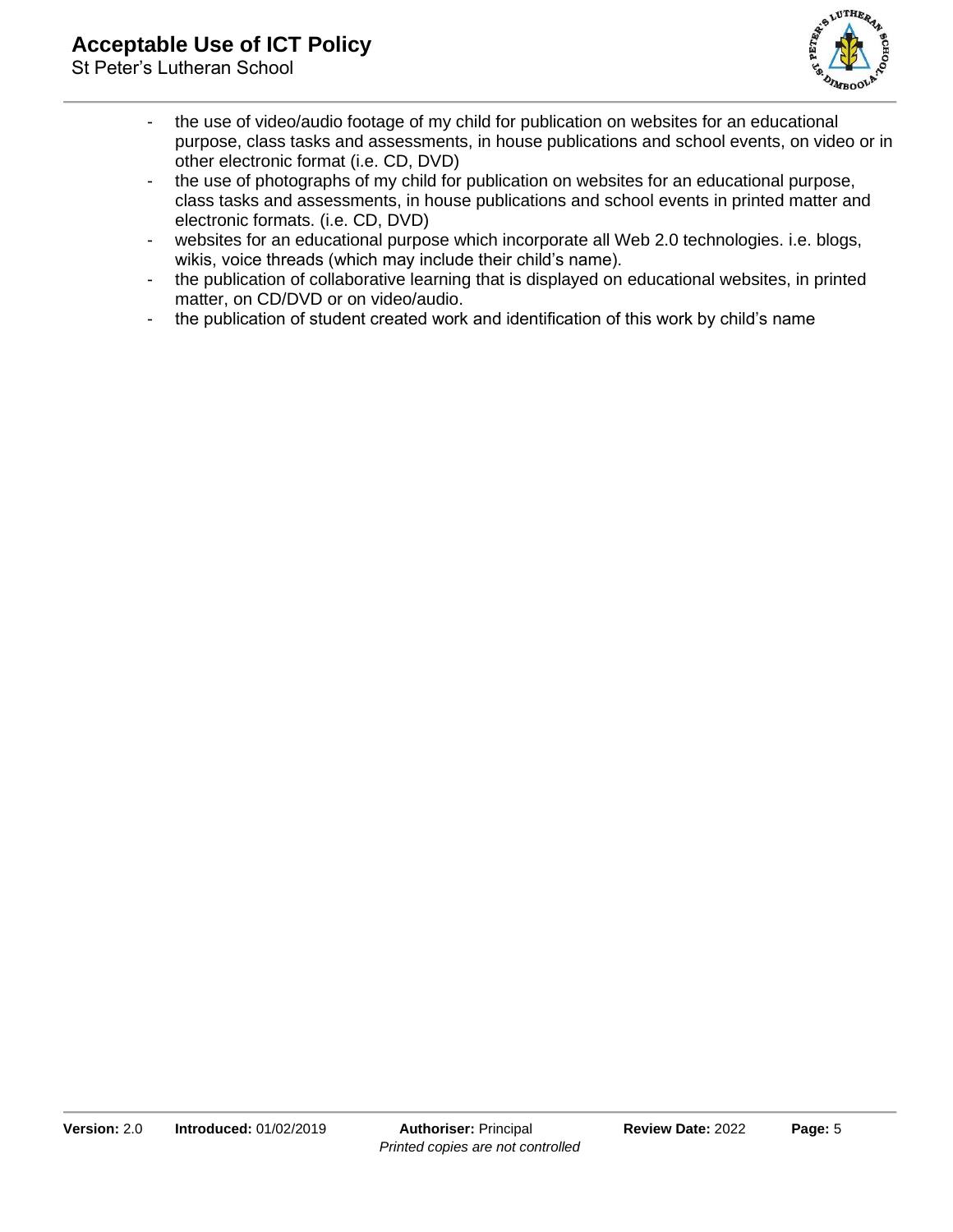- the use of video/audio footage of my child for publication on websites for an educational purpose, class tasks and assessments, in house publications and school events, on video or in other electronic format (i.e. CD, DVD)
- the use of photographs of my child for publication on websites for an educational purpose, class tasks and assessments, in house publications and school events in printed matter and electronic formats. (i.e. CD, DVD)
- websites for an educational purpose which incorporate all Web 2.0 technologies. i.e. blogs, wikis, voice threads (which may include their child's name).
- the publication of collaborative learning that is displayed on educational websites, in printed matter, on CD/DVD or on video/audio.
- the publication of student created work and identification of this work by child's name